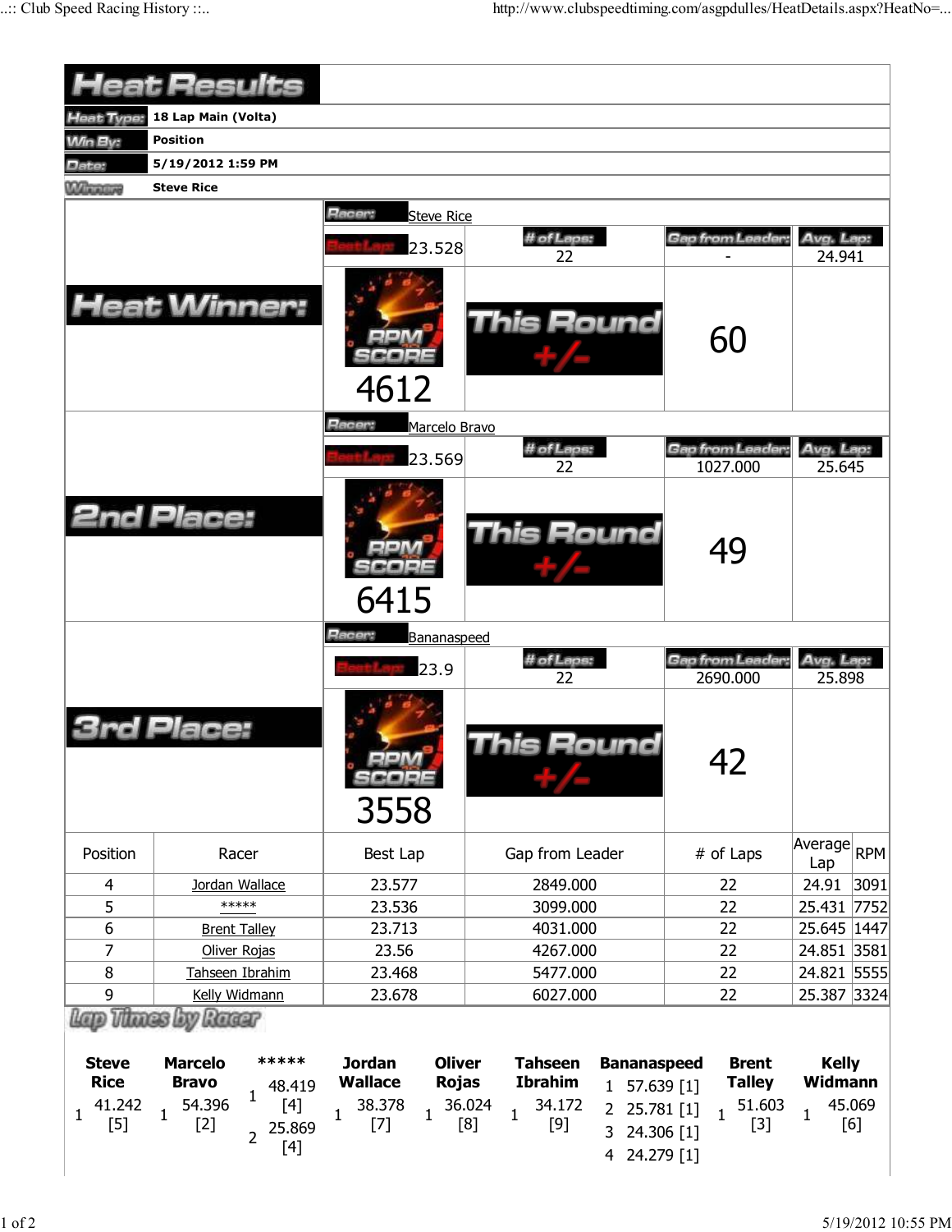# Heat Results

| | |
|---|---|
| Heat Type: | 18 Lap Main (Volta) |
| Win By: | Position |
| Date: | 5/19/2012 1:59 PM |
| Winner: | Steve Rice |

## Heat Winner:

Racer: Steve Rice

| Best Lap | # of Laps | Gap from Leader | Avg. Lap |
|---|---|---|---|
| 23.528 | 22 | - | 24.941 |

RPM SCORE: 4612

This Round +/-: 60

## 2nd Place:

Racer: Marcelo Bravo

| Best Lap | # of Laps | Gap from Leader | Avg. Lap |
|---|---|---|---|
| 23.569 | 22 | 1027.000 | 25.645 |

RPM SCORE: 6415

This Round +/-: 49

## 3rd Place:

Racer: Bananaspeed

| Best Lap | # of Laps | Gap from Leader | Avg. Lap |
|---|---|---|---|
| 23.9 | 22 | 2690.000 | 25.898 |

RPM SCORE: 3558

This Round +/-: 42

| Position | Racer | Best Lap | Gap from Leader | # of Laps | Average Lap | RPM |
|---|---|---|---|---|---|---|
| 4 | Jordan Wallace | 23.577 | 2849.000 | 22 | 24.91 | 3091 |
| 5 | ***** | 23.536 | 3099.000 | 22 | 25.431 | 7752 |
| 6 | Brent Talley | 23.713 | 4031.000 | 22 | 25.645 | 1447 |
| 7 | Oliver Rojas | 23.56 | 4267.000 | 22 | 24.851 | 3581 |
| 8 | Tahseen Ibrahim | 23.468 | 5477.000 | 22 | 24.821 | 5555 |
| 9 | Kelly Widmann | 23.678 | 6027.000 | 22 | 25.387 | 3324 |

## Lap Times by Racer

| Lap | Steve Rice | Marcelo Bravo | ***** | Jordan Wallace | Oliver Rojas | Tahseen Ibrahim | Bananaspeed | Brent Talley | Kelly Widmann |
|---|---|---|---|---|---|---|---|---|---|
| 1 | 41.242 [5] | 54.396 [2] | 48.419 [4] | 38.378 [7] | 36.024 [8] | 34.172 [9] | 57.639 [1] | 51.603 [3] | 45.069 [6] |
| 2 | | | 25.869 [4] | | | | 25.781 [1] | | |
| 3 | | | | | | | 24.306 [1] | | |
| 4 | | | | | | | 24.279 [1] | | |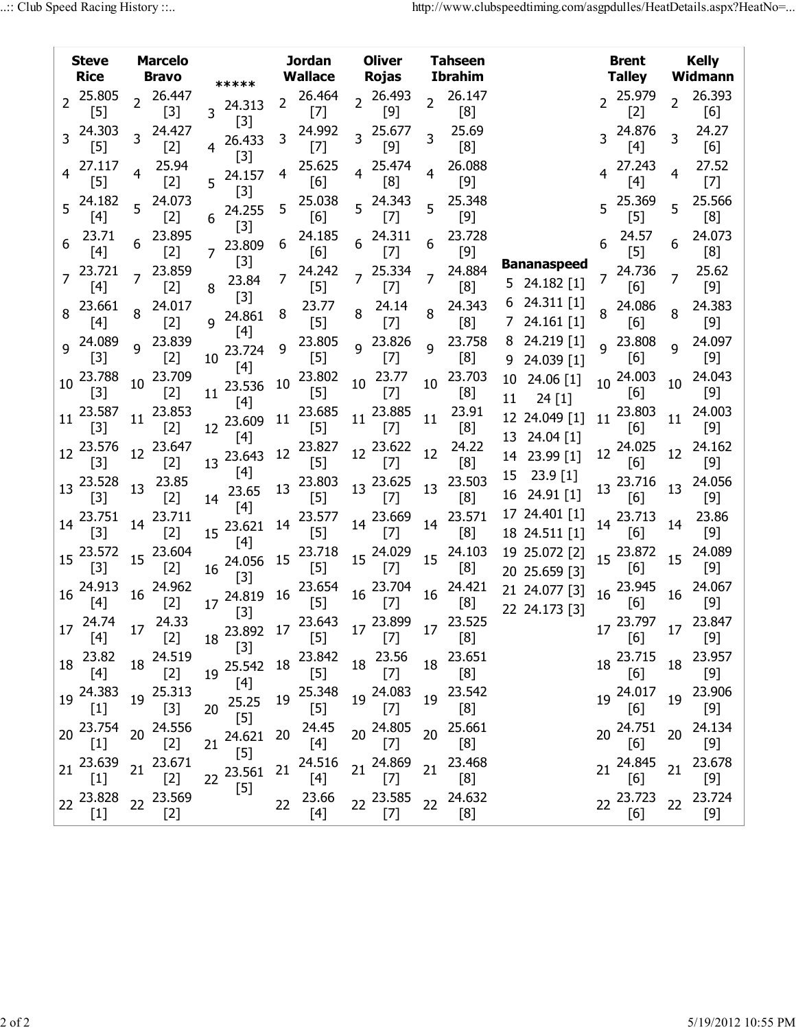| Lap | Steve Rice | Marcelo Bravo | ***** | Jordan Wallace | Oliver Rojas | Tahseen Ibrahim | Bananaspeed | Brent Talley | Kelly Widmann |
|---|---|---|---|---|---|---|---|---|---|
| 2 | 25.805 [5] | 26.447 [3] | | 26.464 [7] | 26.493 [9] | 26.147 [8] | | 25.979 [2] | 26.393 [6] |
| 3 | 24.303 [5] | 24.427 [2] | 24.313 [3] | 24.992 [7] | 25.677 [9] | 25.69 [8] | | 24.876 [4] | 24.27 [6] |
| 4 | 27.117 [5] | 25.94 [2] | 26.433 [3] | 25.625 [6] | 25.474 [8] | 26.088 [9] | | 27.243 [4] | 27.52 [7] |
| 5 | 24.182 [4] | 24.073 [2] | 24.157 [3] | 25.038 [6] | 24.343 [7] | 25.348 [9] | 24.182 [1] | 25.369 [5] | 25.566 [8] |
| 6 | 23.71 [4] | 23.895 [2] | 24.255 [3] | 24.185 [6] | 24.311 [7] | 23.728 [9] | 24.311 [1] | 24.57 [5] | 24.073 [8] |
| 7 | 23.721 [4] | 23.859 [2] | 23.809 [3] | 24.242 [5] | 25.334 [7] | 24.884 [8] | 24.161 [1] | 24.736 [6] | 25.62 [9] |
| 8 | 23.661 [4] | 24.017 [2] | 23.84 [3] | 23.77 [5] | 24.14 [7] | 24.343 [8] | 24.219 [1] | 24.086 [6] | 24.383 [9] |
| 9 | 24.089 [3] | 23.839 [2] | 24.861 [4] | 23.805 [5] | 23.826 [7] | 23.758 [8] | 24.039 [1] | 23.808 [6] | 24.097 [9] |
| 10 | 23.788 [3] | 23.709 [2] | 23.724 [4] | 23.802 [5] | 23.77 [7] | 23.703 [8] | 24.06 [1] | 24.003 [6] | 24.043 [9] |
| 11 | 23.587 [3] | 23.853 [2] | 23.536 [4] | 23.685 [5] | 23.885 [7] | 23.91 [8] | 24 [1] | 23.803 [6] | 24.003 [9] |
| 12 | 23.576 [3] | 23.647 [2] | 23.609 [4] | 23.827 [5] | 23.622 [7] | 24.22 [8] | 24.049 [1] | 24.025 [6] | 24.162 [9] |
| 13 | 23.528 [3] | 23.85 [2] | 23.643 [4] | 23.803 [5] | 23.625 [7] | 23.503 [8] | 24.04 [1] | 23.716 [6] | 24.056 [9] |
| 14 | 23.751 [3] | 23.711 [2] | 23.65 [4] | 23.577 [5] | 23.669 [7] | 23.571 [8] | 23.99 [1] | 23.713 [6] | 23.86 [9] |
| 15 | 23.572 [3] | 23.604 [2] | 23.621 [4] | 23.718 [5] | 24.029 [7] | 24.103 [8] | 23.9 [1] | 23.872 [6] | 24.089 [9] |
| 16 | 24.913 [4] | 24.962 [2] | 24.056 [3] | 23.654 [5] | 23.704 [7] | 24.421 [8] | 24.91 [1] | 23.945 [6] | 24.067 [9] |
| 17 | 24.74 [4] | 24.33 [2] | 24.819 [3] | 23.643 [5] | 23.899 [7] | 23.525 [8] | 24.401 [1] | 23.797 [6] | 23.847 [9] |
| 18 | 23.82 [4] | 24.519 [2] | 23.892 [3] | 23.842 [5] | 23.56 [7] | 23.651 [8] | 24.511 [1] | 23.715 [6] | 23.957 [9] |
| 19 | 24.383 [1] | 25.313 [3] | 25.542 [4] | 25.348 [5] | 24.083 [7] | 23.542 [8] | 25.072 [2] | 24.017 [6] | 23.906 [9] |
| 20 | 23.754 [1] | 24.556 [2] | 25.25 [5] | 24.45 [4] | 24.805 [7] | 25.661 [8] | 25.659 [3] | 24.751 [6] | 24.134 [9] |
| 21 | 23.639 [1] | 23.671 [2] | 24.621 [5] | 24.516 [4] | 24.869 [7] | 23.468 [8] | 24.077 [3] | 24.845 [6] | 23.678 [9] |
| 22 | 23.828 [1] | 23.569 [2] | 23.561 [5] | 23.66 [4] | 23.585 [7] | 24.632 [8] | 24.173 [3] | 23.723 [6] | 23.724 [9] |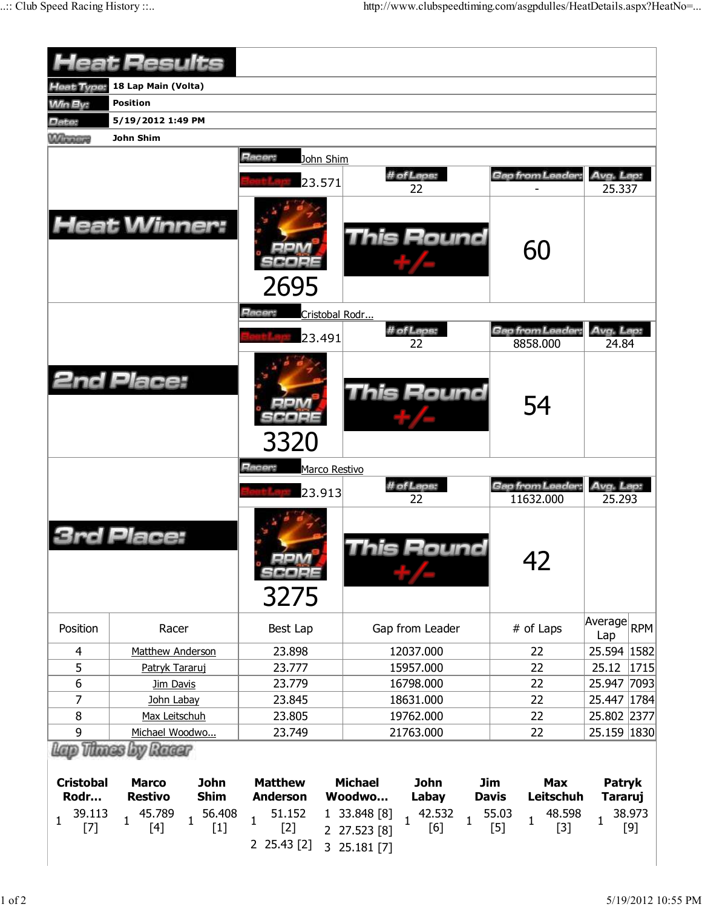# Heat Results

| | |
|---|---|
| **Heat Type:** | **18 Lap Main (Volta)** |
| **Win By:** | **Position** |
| **Date:** | **5/19/2012 1:49 PM** |
| **Winner:** | **John Shim** |

## Heat Winner:

**Racer:** John Shim

| Best Lap | # of Laps | Gap from Leader | Avg. Lap |
|---|---|---|---|
| 23.571 | 22 | - | 25.337 |

RPM SCORE: 2695

This Round +/-: 60

## 2nd Place:

**Racer:** Cristobal Rodr...

| Best Lap | # of Laps | Gap from Leader | Avg. Lap |
|---|---|---|---|
| 23.491 | 22 | 8858.000 | 24.84 |

RPM SCORE: 3320

This Round +/-: 54

## 3rd Place:

**Racer:** Marco Restivo

| Best Lap | # of Laps | Gap from Leader | Avg. Lap |
|---|---|---|---|
| 23.913 | 22 | 11632.000 | 25.293 |

RPM SCORE: 3275

This Round +/-: 42

| Position | Racer | Best Lap | Gap from Leader | # of Laps | Average Lap | RPM |
|---|---|---|---|---|---|---|
| 4 | Matthew Anderson | 23.898 | 12037.000 | 22 | 25.594 | 1582 |
| 5 | Patryk Tararuj | 23.777 | 15957.000 | 22 | 25.12 | 1715 |
| 6 | Jim Davis | 23.779 | 16798.000 | 22 | 25.947 | 7093 |
| 7 | John Labay | 23.845 | 18631.000 | 22 | 25.447 | 1784 |
| 8 | Max Leitschuh | 23.805 | 19762.000 | 22 | 25.802 | 2377 |
| 9 | Michael Woodwo... | 23.749 | 21763.000 | 22 | 25.159 | 1830 |

## Lap Times by Racer

| Cristobal Rodr... | Marco Restivo | John Shim | Matthew Anderson | Michael Woodwo... | John Labay | Jim Davis | Max Leitschuh | Patryk Tararuj |
|---|---|---|---|---|---|---|---|---|
| 1 39.113 [7] | 1 45.789 [4] | 1 56.408 [1] | 1 51.152 [2] | 1 33.848 [8] | 1 42.532 [6] | 1 55.03 [5] | 1 48.598 [3] | 1 38.973 [9] |
| | | | 2 25.43 [2] | 2 27.523 [8] | | | | |
| | | | | 3 25.181 [7] | | | | |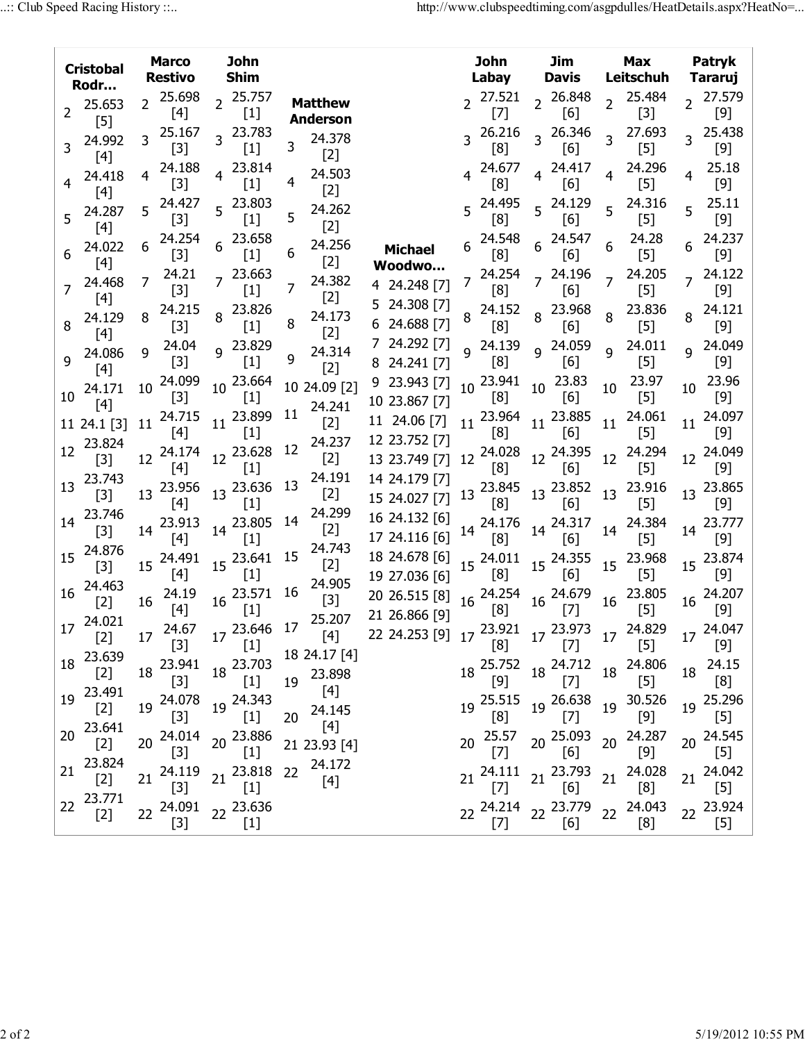| Lap | Cristobal Rodr... | Marco Restivo | John Shim | Matthew Anderson | Michael Woodwo... | John Labay | Jim Davis | Max Leitschuh | Patryk Tararuj |
|---|---|---|---|---|---|---|---|---|---|
| 2 | 25.653 [5] | 25.698 [4] | 25.757 [1] | | | 27.521 [7] | 26.848 [6] | 25.484 [3] | 27.579 [9] |
| 3 | 24.992 [4] | 25.167 [3] | 23.783 [1] | 24.378 [2] | | 26.216 [8] | 26.346 [6] | 27.693 [5] | 25.438 [9] |
| 4 | 24.418 [4] | 24.188 [3] | 23.814 [1] | 24.503 [2] | 24.248 [7] | 24.677 [8] | 24.417 [6] | 24.296 [5] | 25.18 [9] |
| 5 | 24.287 [4] | 24.427 [3] | 23.803 [1] | 24.262 [2] | 24.308 [7] | 24.495 [8] | 24.129 [6] | 24.316 [5] | 25.11 [9] |
| 6 | 24.022 [4] | 24.254 [3] | 23.658 [1] | 24.256 [2] | 24.688 [7] | 24.548 [8] | 24.547 [6] | 24.28 [5] | 24.237 [9] |
| 7 | 24.468 [4] | 24.21 [3] | 23.663 [1] | 24.382 [2] | 24.292 [7] | 24.254 [8] | 24.196 [6] | 24.205 [5] | 24.122 [9] |
| 8 | 24.129 [4] | 24.215 [3] | 23.826 [1] | 24.173 [2] | 24.241 [7] | 24.152 [8] | 23.968 [6] | 23.836 [5] | 24.121 [9] |
| 9 | 24.086 [4] | 24.04 [3] | 23.829 [1] | 24.314 [2] | 23.943 [7] | 24.139 [8] | 24.059 [6] | 24.011 [5] | 24.049 [9] |
| 10 | 24.171 [4] | 24.099 [3] | 23.664 [1] | 24.09 [2] | 23.867 [7] | 23.941 [8] | 23.83 [6] | 23.97 [5] | 23.96 [9] |
| 11 | 24.1 [3] | 24.715 [4] | 23.899 [1] | 24.241 [2] | 24.06 [7] | 23.964 [8] | 23.885 [6] | 24.061 [5] | 24.097 [9] |
| 12 | 23.824 [3] | 24.174 [4] | 23.628 [1] | 24.237 [2] | 23.752 [7] | 24.028 [8] | 24.395 [6] | 24.294 [5] | 24.049 [9] |
| 13 | 23.743 [3] | 23.956 [4] | 23.636 [1] | 24.191 [2] | 23.749 [7] | 23.845 [8] | 23.852 [6] | 23.916 [5] | 23.865 [9] |
| 14 | 23.746 [3] | 23.913 [4] | 23.805 [1] | 24.299 [2] | 24.179 [7] | 24.176 [8] | 24.317 [6] | 24.384 [5] | 23.777 [9] |
| 15 | 24.876 [3] | 24.491 [4] | 23.641 [1] | 24.743 [2] | 24.027 [7] | 24.011 [8] | 24.355 [6] | 23.968 [5] | 23.874 [9] |
| 16 | 24.463 [2] | 24.19 [4] | 23.571 [1] | 24.905 [3] | 24.132 [6] | 24.254 [8] | 24.679 [7] | 23.805 [5] | 24.207 [9] |
| 17 | 24.021 [2] | 24.67 [3] | 23.646 [1] | 25.207 [4] | 24.116 [6] | 23.921 [8] | 23.973 [7] | 24.829 [5] | 24.047 [9] |
| 18 | 23.639 [2] | 23.941 [3] | 23.703 [1] | 24.17 [4] | 24.678 [6] | 25.752 [9] | 24.712 [7] | 24.806 [5] | 24.15 [8] |
| 19 | 23.491 [2] | 24.078 [3] | 24.343 [1] | 23.898 [4] | 27.036 [6] | 25.515 [8] | 26.638 [7] | 30.526 [9] | 25.296 [5] |
| 20 | 23.641 [2] | 24.014 [3] | 23.886 [1] | 24.145 [4] | 26.515 [8] | 25.57 [7] | 25.093 [6] | 24.287 [9] | 24.545 [5] |
| 21 | 23.824 [2] | 24.119 [3] | 23.818 [1] | 23.93 [4] | 26.866 [9] | 24.111 [7] | 23.793 [6] | 24.028 [8] | 24.042 [5] |
| 22 | 23.771 [2] | 24.091 [3] | 23.636 [1] | 24.172 [4] | 24.253 [9] | 24.214 [7] | 23.779 [6] | 24.043 [8] | 23.924 [5] |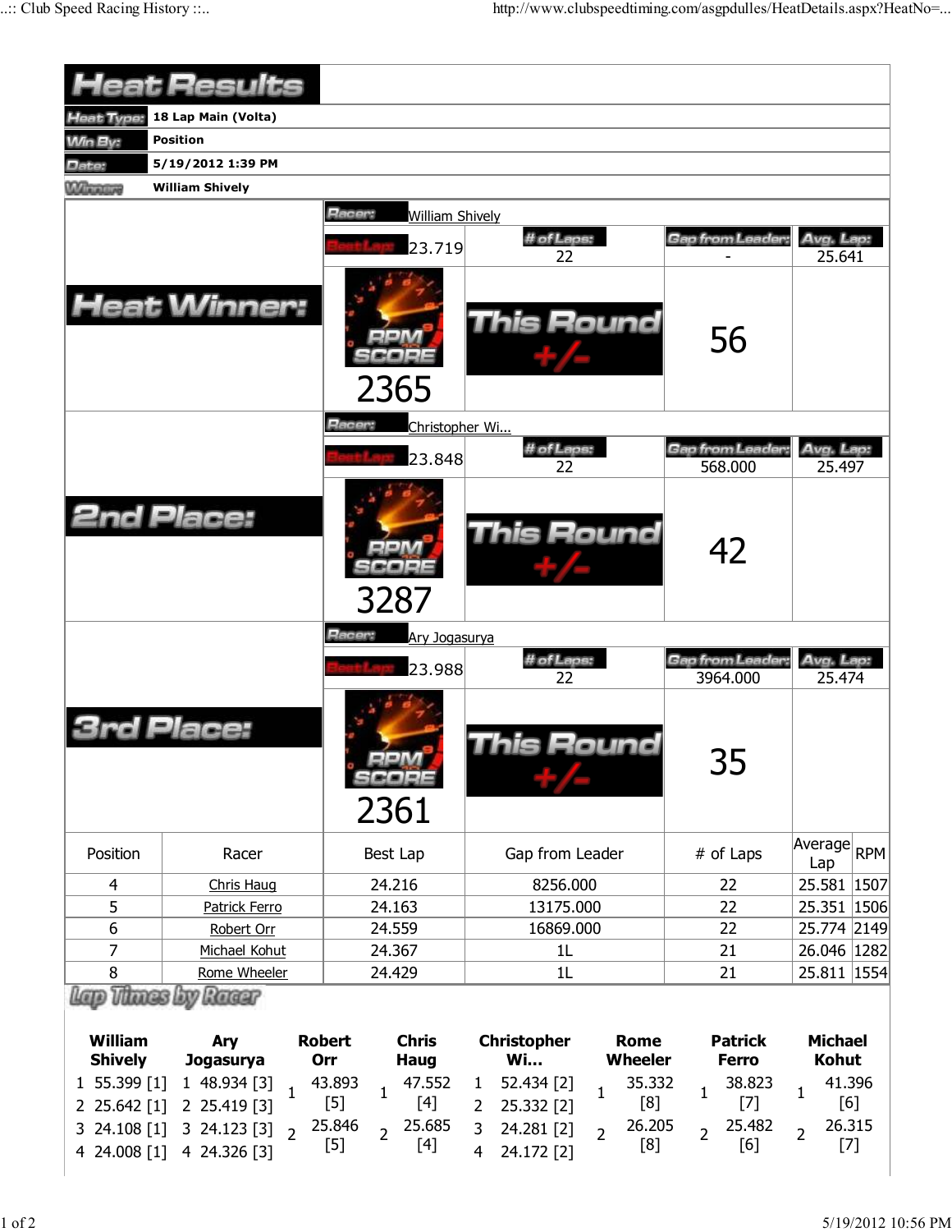# Heat Results

| | |
|---|---|
| Heat Type: | 18 Lap Main (Volta) |
| Win By: | Position |
| Date: | 5/19/2012 1:39 PM |
| Winner: | William Shively |

## Heat Winner:

Racer: William Shively

| Best Lap | # of Laps | Gap from Leader | Avg. Lap |
|---|---|---|---|
| 23.719 | 22 | - | 25.641 |

RPM SCORE: 2365

This Round +/-: 56

## 2nd Place:

Racer: Christopher Wi...

| Best Lap | # of Laps | Gap from Leader | Avg. Lap |
|---|---|---|---|
| 23.848 | 22 | 568.000 | 25.497 |

RPM SCORE: 3287

This Round +/-: 42

## 3rd Place:

Racer: Ary Jogasurya

| Best Lap | # of Laps | Gap from Leader | Avg. Lap |
|---|---|---|---|
| 23.988 | 22 | 3964.000 | 25.474 |

RPM SCORE: 2361

This Round +/-: 35

| Position | Racer | Best Lap | Gap from Leader | # of Laps | Average Lap | RPM |
|---|---|---|---|---|---|---|
| 4 | Chris Haug | 24.216 | 8256.000 | 22 | 25.581 | 1507 |
| 5 | Patrick Ferro | 24.163 | 13175.000 | 22 | 25.351 | 1506 |
| 6 | Robert Orr | 24.559 | 16869.000 | 22 | 25.774 | 2149 |
| 7 | Michael Kohut | 24.367 | 1L | 21 | 26.046 | 1282 |
| 8 | Rome Wheeler | 24.429 | 1L | 21 | 25.811 | 1554 |

## Lap Times by Racer

| William Shively | Ary Jogasurya | Robert Orr | Chris Haug | Christopher Wi... | Rome Wheeler | Patrick Ferro | Michael Kohut |
|---|---|---|---|---|---|---|---|
| 1 55.399 [1] | 1 48.934 [3] | 1 43.893 [5] | 1 47.552 [4] | 1 52.434 [2] | 1 35.332 [8] | 1 38.823 [7] | 1 41.396 [6] |
| 2 25.642 [1] | 2 25.419 [3] | 2 25.846 [5] | 2 25.685 [4] | 2 25.332 [2] | 2 26.205 [8] | 2 25.482 [6] | 2 26.315 [7] |
| 3 24.108 [1] | 3 24.123 [3] | | | 3 24.281 [2] | | | |
| 4 24.008 [1] | 4 24.326 [3] | | | 4 24.172 [2] | | | |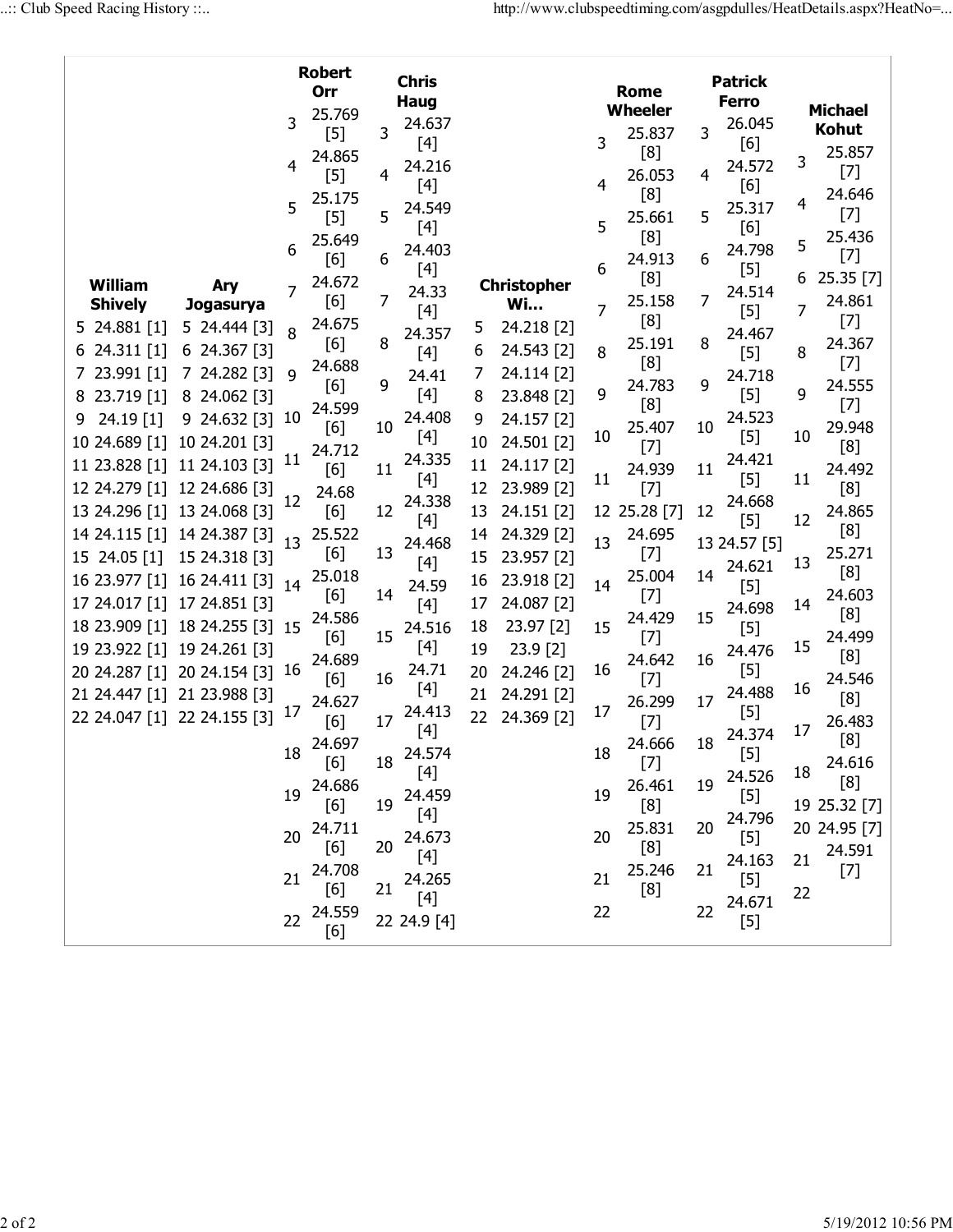| Lap | William Shively | Ary Jogasurya | Robert Orr | Chris Haug | Christopher Wi... | Rome Wheeler | Patrick Ferro | Michael Kohut |
|---|---|---|---|---|---|---|---|---|
| 3 | | | 25.769 [5] | 24.637 [4] | | 25.837 [8] | 26.045 [6] | 25.857 [7] |
| 4 | | | 24.865 [5] | 24.216 [4] | | 26.053 [8] | 24.572 [6] | 24.646 [7] |
| 5 | 24.881 [1] | 24.444 [3] | 25.175 [5] | 24.549 [4] | 24.218 [2] | 25.661 [8] | 25.317 [6] | 25.436 [7] |
| 6 | 24.311 [1] | 24.367 [3] | 25.649 [6] | 24.403 [4] | 24.543 [2] | 24.913 [8] | 24.798 [5] | 25.35 [7] |
| 7 | 23.991 [1] | 24.282 [3] | 24.672 [6] | 24.33 [4] | 24.114 [2] | 25.158 [8] | 24.514 [5] | 24.861 [7] |
| 8 | 23.719 [1] | 24.062 [3] | 24.675 [6] | 24.357 [4] | 23.848 [2] | 25.191 [8] | 24.467 [5] | 24.367 [7] |
| 9 | 24.19 [1] | 24.632 [3] | 24.688 [6] | 24.41 [4] | 24.157 [2] | 24.783 [8] | 24.718 [5] | 24.555 [7] |
| 10 | 24.689 [1] | 24.201 [3] | 24.599 [6] | 24.408 [4] | 24.501 [2] | 25.407 [7] | 24.523 [5] | 29.948 [8] |
| 11 | 23.828 [1] | 24.103 [3] | 24.712 [6] | 24.335 [4] | 24.117 [2] | 24.939 [7] | 24.421 [5] | 24.492 [8] |
| 12 | 24.279 [1] | 24.686 [3] | 24.68 [6] | 24.338 [4] | 23.989 [2] | 25.28 [7] | 24.668 [5] | 24.865 [8] |
| 13 | 24.296 [1] | 24.068 [3] | 25.522 [6] | 24.468 [4] | 24.151 [2] | 24.695 [7] | 24.57 [5] | 25.271 [8] |
| 14 | 24.115 [1] | 24.387 [3] | 25.018 [6] | 24.59 [4] | 24.329 [2] | 25.004 [7] | 24.621 [5] | 24.603 [8] |
| 15 | 24.05 [1] | 24.318 [3] | 24.586 [6] | 24.516 [4] | 23.957 [2] | 24.429 [7] | 24.698 [5] | 24.499 [8] |
| 16 | 23.977 [1] | 24.411 [3] | 24.689 [6] | 24.71 [4] | 23.918 [2] | 24.642 [7] | 24.476 [5] | 24.546 [8] |
| 17 | 24.017 [1] | 24.851 [3] | 24.627 [6] | 24.413 [4] | 24.087 [2] | 26.299 [7] | 24.488 [5] | 26.483 [8] |
| 18 | 23.909 [1] | 24.255 [3] | 24.697 [6] | 24.574 [4] | 23.97 [2] | 24.666 [7] | 24.374 [5] | 24.616 [8] |
| 19 | 23.922 [1] | 24.261 [3] | 24.686 [6] | 24.459 [4] | 23.9 [2] | 26.461 [8] | 24.526 [5] | 25.32 [7] |
| 20 | 24.287 [1] | 24.154 [3] | 24.711 [6] | 24.673 [4] | 24.246 [2] | 25.831 [8] | 24.796 [5] | 24.95 [7] |
| 21 | 24.447 [1] | 23.988 [3] | 24.708 [6] | 24.265 [4] | 24.291 [2] | 25.246 [8] | 24.163 [5] | 24.591 [7] |
| 22 | 24.047 [1] | 24.155 [3] | 24.559 [6] | 24.9 [4] | 24.369 [2] | | 24.671 [5] | |